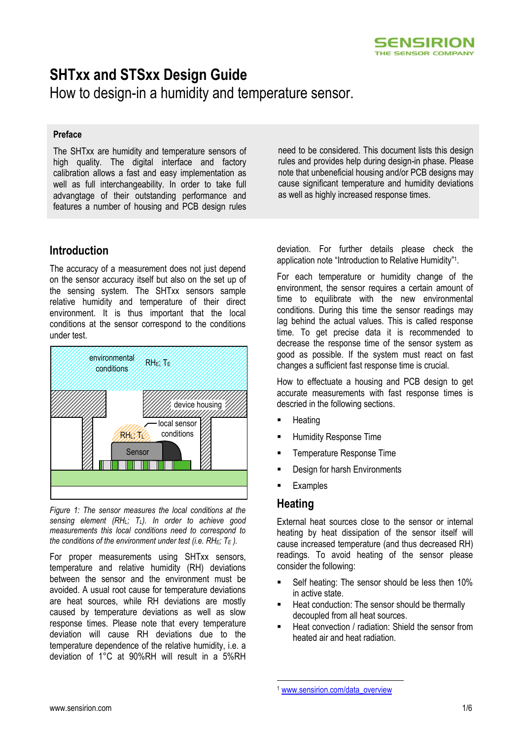# SHTxx and STSxx Design Guide

How to design-in a humidity and temperature sensor.

### Preface

The SHTxx are humidity and temperature sensors of high quality. The digital interface and factory calibration allows a fast and easy implementation as well as full interchangeability. In order to take full advangtage of their outstanding performance and features a number of housing and PCB design rules need to be considered. This document lists this design rules and provides help during design-in phase. Please note that unbeneficial housing and/or PCB designs may cause significant temperature and humidity deviations as well as highly increased response times.

## Introduction

The accuracy of a measurement does not just depend on the sensor accuracy itself but also on the set up of the sensing system. The SHTxx sensors sample relative humidity and temperature of their direct environment. It is thus important that the local conditions at the sensor correspond to the conditions under test.

*Figure 1: The sensor measures the local conditions at the sensing element ($RH_L$; $T_L$). In order to achieve good measurements this local conditions need to correspond to the conditions of the environment under test (i.e. $RH_E$; $T_E$ ).*

For proper measurements using SHTxx sensors, temperature and relative humidity (RH) deviations between the sensor and the environment must be avoided. A usual root cause for temperature deviations are heat sources, while RH deviations are mostly caused by temperature deviations as well as slow response times. Please note that every temperature deviation will cause RH deviations due to the temperature dependence of the relative humidity, i.e. a deviation of 1°C at 90%RH will result in a 5%RH deviation. For further details please check the application note "Introduction to Relative Humidity"[1].

For each temperature or humidity change of the environment, the sensor requires a certain amount of time to equilibrate with the new environmental conditions. During this time the sensor readings may lag behind the actual values. This is called response time. To get precise data it is recommended to decrease the response time of the sensor system as good as possible. If the system must react on fast changes a sufficient fast response time is crucial.

How to effectuate a housing and PCB design to get accurate measurements with fast response times is descried in the following sections.

- Heating
- Humidity Response Time
- Temperature Response Time
- Design for harsh Environments
- Examples

## Heating

External heat sources close to the sensor or internal heating by heat dissipation of the sensor itself will cause increased temperature (and thus decreased RH) readings. To avoid heating of the sensor please consider the following:

- Self heating: The sensor should be less then 10% in active state.
- Heat conduction: The sensor should be thermally decoupled from all heat sources.
- Heat convection / radiation: Shield the sensor from heated air and heat radiation.

[1] www.sensirion.com/data_overview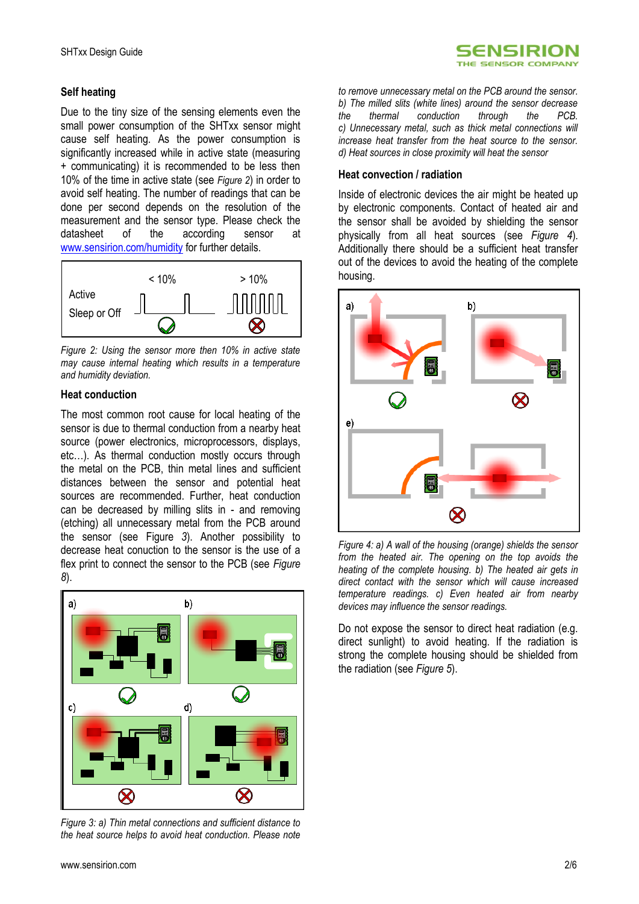## Self heating

Due to the tiny size of the sensing elements even the small power consumption of the SHTxx sensor might cause self heating. As the power consumption is significantly increased while in active state (measuring + communicating) it is recommended to be less then 10% of the time in active state (see *Figure 2*) in order to avoid self heating. The number of readings that can be done per second depends on the resolution of the measurement and the sensor type. Please check the datasheet of the according sensor at www.sensirion.com/humidity for further details.

*Figure 2: Using the sensor more then 10% in active state may cause internal heating which results in a temperature and humidity deviation.*

## Heat conduction

The most common root cause for local heating of the sensor is due to thermal conduction from a nearby heat source (power electronics, microprocessors, displays, etc…). As thermal conduction mostly occurs through the metal on the PCB, thin metal lines and sufficient distances between the sensor and potential heat sources are recommended. Further, heat conduction can be decreased by milling slits in - and removing (etching) all unnecessary metal from the PCB around the sensor (see Figure 3). Another possibility to decrease heat concuction to the sensor is the use of a flex print to connect the sensor to the PCB (see *Figure 8*).

*Figure 3: a) Thin metal connections and sufficient distance to the heat source helps to avoid heat conduction. Please note to remove unnecessary metal on the PCB around the sensor. b) The milled slits (white lines) around the sensor decrease the thermal conduction through the PCB. c) Unnecessary metal, such as thick metal connections will increase heat transfer from the heat source to the sensor. d) Heat sources in close proximity will heat the sensor*

## Heat convection / radiation

Inside of electronic devices the air might be heated up by electronic components. Contact of heated air and the sensor shall be avoided by shielding the sensor physically from all heat sources (see *Figure 4*). Additionally there should be a sufficient heat transfer out of the devices to avoid the heating of the complete housing.

*Figure 4: a) A wall of the housing (orange) shields the sensor from the heated air. The opening on the top avoids the heating of the complete housing. b) The heated air gets in direct contact with the sensor which will cause increased temperature readings. c) Even heated air from nearby devices may influence the sensor readings.*

Do not expose the sensor to direct heat radiation (e.g. direct sunlight) to avoid heating. If the radiation is strong the complete housing should be shielded from the radiation (see *Figure 5*).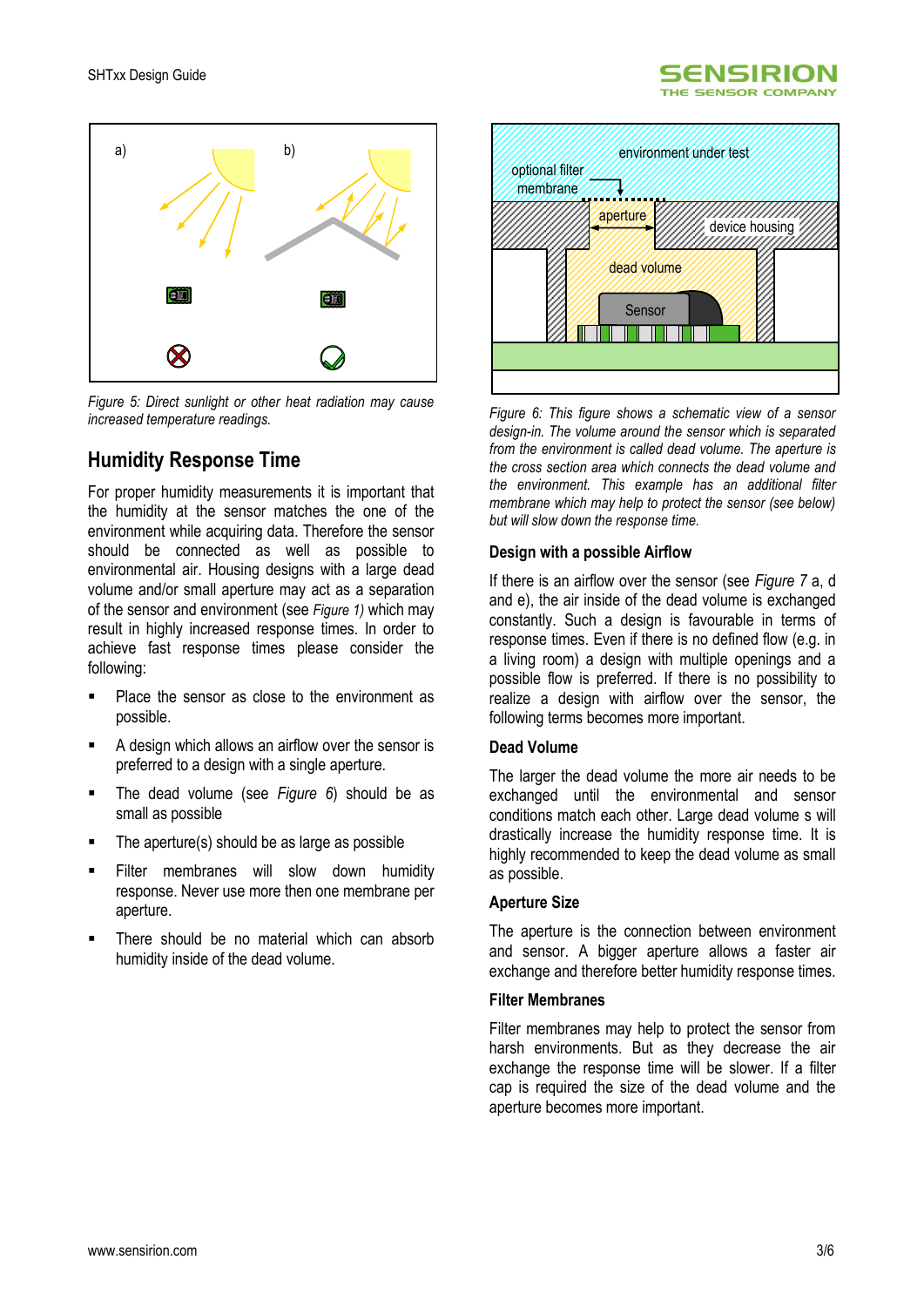*Figure 5: Direct sunlight or other heat radiation may cause increased temperature readings.*

## Humidity Response Time

For proper humidity measurements it is important that the humidity at the sensor matches the one of the environment while acquiring data. Therefore the sensor should be connected as well as possible to environmental air. Housing designs with a large dead volume and/or small aperture may act as a separation of the sensor and environment (see *Figure 1)* which may result in highly increased response times. In order to achieve fast response times please consider the following:

- Place the sensor as close to the environment as possible.
- A design which allows an airflow over the sensor is preferred to a design with a single aperture.
- The dead volume (see *Figure 6*) should be as small as possible
- The aperture(s) should be as large as possible
- Filter membranes will slow down humidity response. Never use more then one membrane per aperture.
- There should be no material which can absorb humidity inside of the dead volume.

*Figure 6: This figure shows a schematic view of a sensor design-in. The volume around the sensor which is separated from the environment is called dead volume. The aperture is the cross section area which connects the dead volume and the environment. This example has an additional filter membrane which may help to protect the sensor (see below) but will slow down the response time.*

### Design with a possible Airflow

If there is an airflow over the sensor (see *Figure 7* a, d and e), the air inside of the dead volume is exchanged constantly. Such a design is favourable in terms of response times. Even if there is no defined flow (e.g. in a living room) a design with multiple openings and a possible flow is preferred. If there is no possibility to realize a design with airflow over the sensor, the following terms becomes more important.

### Dead Volume

The larger the dead volume the more air needs to be exchanged until the environmental and sensor conditions match each other. Large dead volume s will drastically increase the humidity response time. It is highly recommended to keep the dead volume as small as possible.

### Aperture Size

The aperture is the connection between environment and sensor. A bigger aperture allows a faster air exchange and therefore better humidity response times.

### Filter Membranes

Filter membranes may help to protect the sensor from harsh environments. But as they decrease the air exchange the response time will be slower. If a filter cap is required the size of the dead volume and the aperture becomes more important.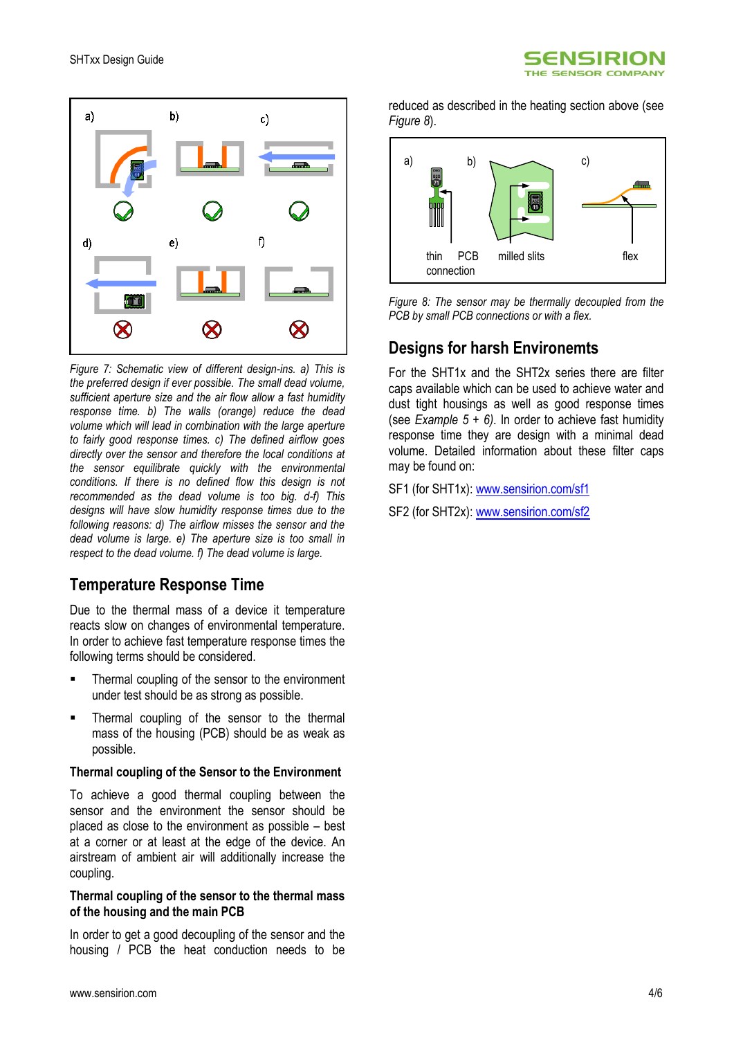*Figure 7: Schematic view of different design-ins. a) This is the preferred design if ever possible. The small dead volume, sufficient aperture size and the air flow allow a fast humidity response time. b) The walls (orange) reduce the dead volume which will lead in combination with the large aperture to fairly good response times. c) The defined airflow goes directly over the sensor and therefore the local conditions at the sensor equilibrate quickly with the environmental conditions. If there is no defined flow this design is not recommended as the dead volume is too big. d-f) This designs will have slow humidity response times due to the following reasons: d) The airflow misses the sensor and the dead volume is large. e) The aperture size is too small in respect to the dead volume. f) The dead volume is large.*

## Temperature Response Time

Due to the thermal mass of a device it temperature reacts slow on changes of environmental temperature. In order to achieve fast temperature response times the following terms should be considered.

- Thermal coupling of the sensor to the environment under test should be as strong as possible.
- Thermal coupling of the sensor to the thermal mass of the housing (PCB) should be as weak as possible.

### Thermal coupling of the Sensor to the Environment

To achieve a good thermal coupling between the sensor and the environment the sensor should be placed as close to the environment as possible – best at a corner or at least at the edge of the device. An airstream of ambient air will additionally increase the coupling.

### Thermal coupling of the sensor to the thermal mass of the housing and the main PCB

In order to get a good decoupling of the sensor and the housing / PCB the heat conduction needs to be reduced as described in the heating section above (see *Figure 8*).

*Figure 8: The sensor may be thermally decoupled from the PCB by small PCB connections or with a flex.*

## Designs for harsh Environemts

For the SHT1x and the SHT2x series there are filter caps available which can be used to achieve water and dust tight housings as well as good response times (see *Example 5 + 6)*. In order to achieve fast humidity response time they are design with a minimal dead volume. Detailed information about these filter caps may be found on:

SF1 (for SHT1x): www.sensirion.com/sf1

SF2 (for SHT2x): www.sensirion.com/sf2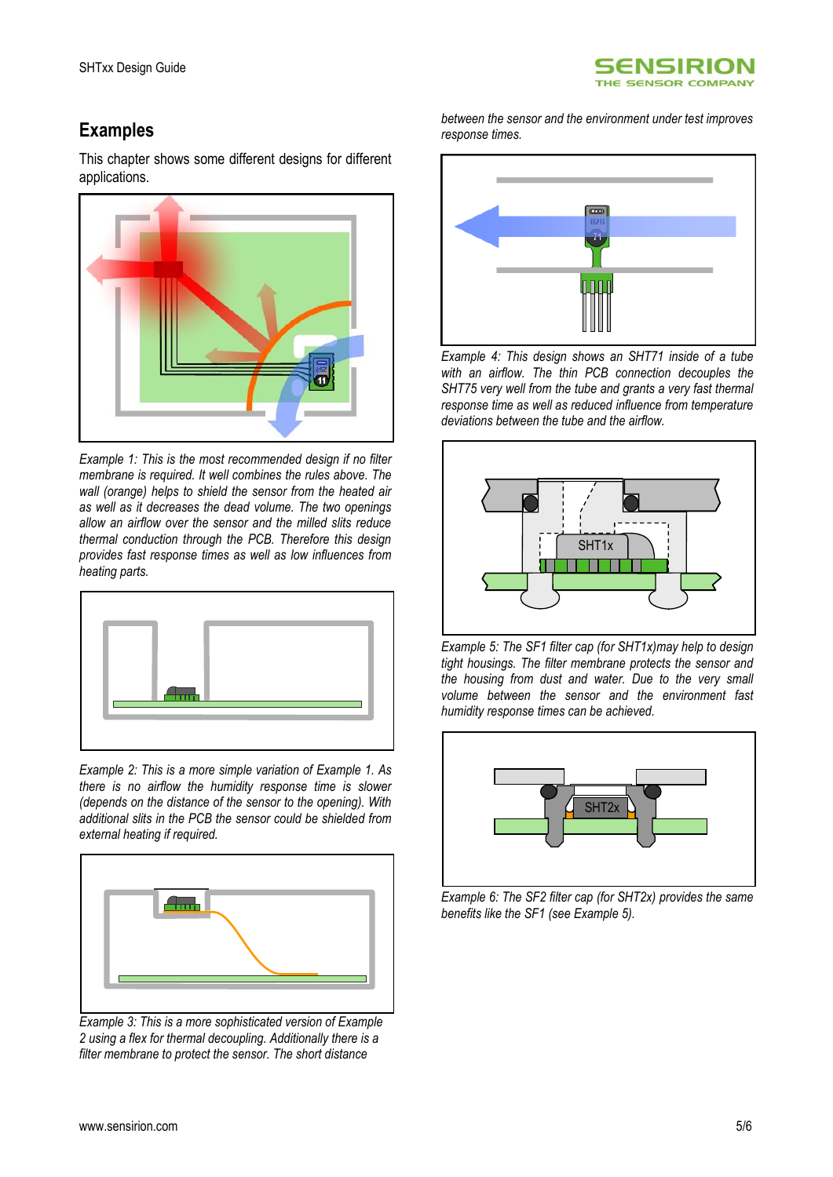## Examples

This chapter shows some different designs for different applications.

*Example 1: This is the most recommended design if no filter membrane is required. It well combines the rules above. The wall (orange) helps to shield the sensor from the heated air as well as it decreases the dead volume. The two openings allow an airflow over the sensor and the milled slits reduce thermal conduction through the PCB. Therefore this design provides fast response times as well as low influences from heating parts.*

*Example 2: This is a more simple variation of Example 1. As there is no airflow the humidity response time is slower (depends on the distance of the sensor to the opening). With additional slits in the PCB the sensor could be shielded from external heating if required.*

*Example 3: This is a more sophisticated version of Example 2 using a flex for thermal decoupling. Additionally there is a filter membrane to protect the sensor. The short distance between the sensor and the environment under test improves response times.*

*Example 4: This design shows an SHT71 inside of a tube with an airflow. The thin PCB connection decouples the SHT75 very well from the tube and grants a very fast thermal response time as well as reduced influence from temperature deviations between the tube and the airflow.*

*Example 5: The SF1 filter cap (for SHT1x)may help to design tight housings. The filter membrane protects the sensor and the housing from dust and water. Due to the very small volume between the sensor and the environment fast humidity response times can be achieved.*

*Example 6: The SF2 filter cap (for SHT2x) provides the same benefits like the SF1 (see Example 5).*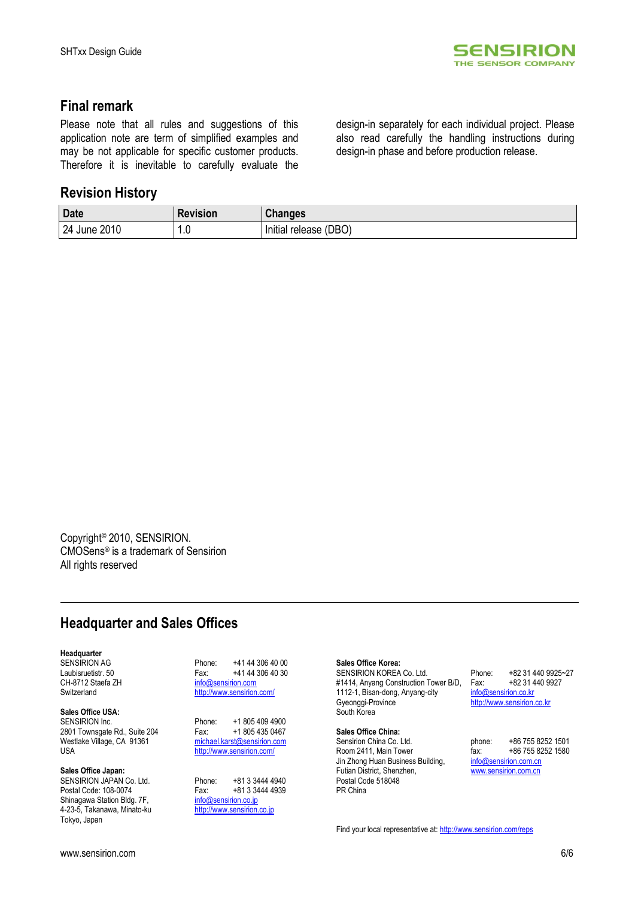## Final remark

Please note that all rules and suggestions of this application note are term of simplified examples and may be not applicable for specific customer products. Therefore it is inevitable to carefully evaluate the design-in separately for each individual project. Please also read carefully the handling instructions during design-in phase and before production release.

## Revision History

| Date | Revision | Changes |
| --- | --- | --- |
| 24 June 2010 | 1.0 | Initial release (DBO) |

Copyright© 2010, SENSIRION.
CMOSens® is a trademark of Sensirion
All rights reserved

## Headquarter and Sales Offices

**Headquarter**
SENSIRION AG
Laubisruetistr. 50
CH-8712 Staefa ZH
Switzerland

Phone: +41 44 306 40 00
Fax: +41 44 306 40 30
info@sensirion.com
http://www.sensirion.com/

**Sales Office USA:**
SENSIRION Inc.
2801 Townsgate Rd., Suite 204
Westlake Village, CA 91361
USA

Phone: +1 805 409 4900
Fax: +1 805 435 0467
michael.karst@sensirion.com
http://www.sensirion.com/

**Sales Office Japan:**
SENSIRION JAPAN Co. Ltd.
Postal Code: 108-0074
Shinagawa Station Bldg. 7F,
4-23-5, Takanawa, Minato-ku
Tokyo, Japan

Phone: +81 3 3444 4940
Fax: +81 3 3444 4939
info@sensirion.co.jp
http://www.sensirion.co.jp

**Sales Office Korea:**
SENSIRION KOREA Co. Ltd.
#1414, Anyang Construction Tower B/D,
1112-1, Bisan-dong, Anyang-city
Gyeonggi-Province
South Korea

Phone: +82 31 440 9925~27
Fax: +82 31 440 9927
info@sensirion.co.kr
http://www.sensirion.co.kr

**Sales Office China:**
Sensirion China Co. Ltd.
Room 2411, Main Tower
Jin Zhong Huan Business Building,
Futian District, Shenzhen,
Postal Code 518048
PR China

phone: +86 755 8252 1501
fax: +86 755 8252 1580
info@sensirion.com.cn
www.sensirion.com.cn

Find your local representative at: http://www.sensirion.com/reps